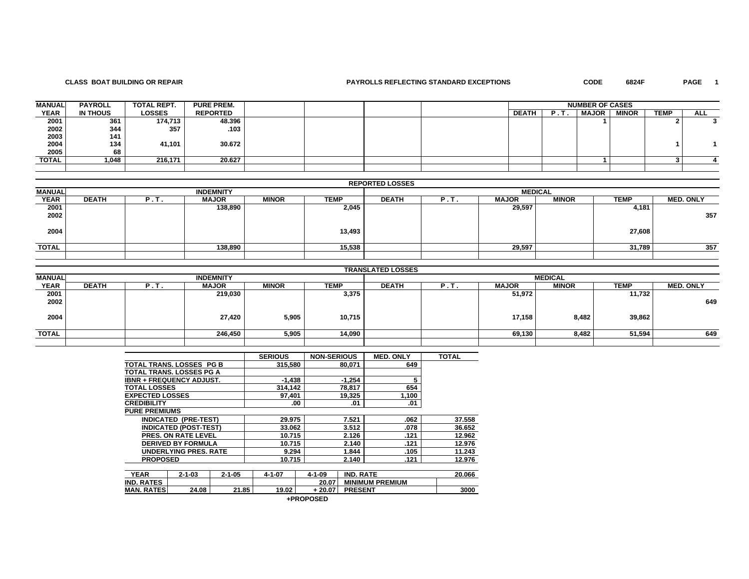**CLASS BOAT BUILDING OR REPAIR** **PAYROLLS REFLECTING STANDARD EXCEPTIONS** **CODE 6824F**

| MANUAL YEAR | PAYROLL IN THOUS | TOTAL REPT. LOSSES | PURE PREM. REPORTED | | | | | DEATH | P.T. | MAJOR | MINOR | TEMP | ALL |
|---|---|---|---|---|---|---|---|---|---|---|---|---|---|
| | | | | | | | | NUMBER OF CASES | | | | | |
| 2001 | 361 | 174,713 | 48.396 | | | | | | | 1 | | 2 | 3 |
| 2002 | 344 | 357 | .103 | | | | | | | | | | |
| 2003 | 141 | | | | | | | | | | | | |
| 2004 | 134 | 41,101 | 30.672 | | | | | | | | | 1 | 1 |
| 2005 | 68 | | | | | | | | | | | | |
| TOTAL | 1,048 | 216,171 | 20.627 | | | | | | | 1 | | 3 | 4 |

**REPORTED LOSSES**

| MANUAL | INDEMNITY | | | | | MEDICAL | | | | | |
|---|---|---|---|---|---|---|---|---|---|---|---|
| YEAR | DEATH | P.T. | MAJOR | MINOR | TEMP | DEATH | P.T. | MAJOR | MINOR | TEMP | MED. ONLY |
| 2001 | | | 138,890 | | 2,045 | | | 29,597 | | 4,181 | |
| 2002 | | | | | | | | | | | 357 |
| 2004 | | | | | 13,493 | | | | | 27,608 | |
| TOTAL | | | 138,890 | | 15,538 | | | 29,597 | | 31,789 | 357 |

**TRANSLATED LOSSES**

| MANUAL | INDEMNITY | | | | | MEDICAL | | | | | |
|---|---|---|---|---|---|---|---|---|---|---|---|
| YEAR | DEATH | P.T. | MAJOR | MINOR | TEMP | DEATH | P.T. | MAJOR | MINOR | TEMP | MED. ONLY |
| 2001 | | | 219,030 | | 3,375 | | | 51,972 | | 11,732 | |
| 2002 | | | | | | | | | | | 649 |
| 2004 | | | 27,420 | 5,905 | 10,715 | | | 17,158 | 8,482 | 39,862 | |
| TOTAL | | | 246,450 | 5,905 | 14,090 | | | 69,130 | 8,482 | 51,594 | 649 |

| | SERIOUS | NON-SERIOUS | MED. ONLY | TOTAL |
|---|---|---|---|---|
| TOTAL TRANS. LOSSES PG B | 315,580 | 80,071 | 649 | |
| TOTAL TRANS. LOSSES PG A | | | | |
| IBNR + FREQUENCY ADJUST. | -1,438 | -1,254 | 5 | |
| TOTAL LOSSES | 314,142 | 78,817 | 654 | |
| EXPECTED LOSSES | 97,401 | 19,325 | 1,100 | |
| CREDIBILITY | .00 | .01 | .01 | |
| PURE PREMIUMS | | | | |
| INDICATED (PRE-TEST) | 29.975 | 7.521 | .062 | 37.558 |
| INDICATED (POST-TEST) | 33.062 | 3.512 | .078 | 36.652 |
| PRES. ON RATE LEVEL | 10.715 | 2.126 | .121 | 12.962 |
| DERIVED BY FORMULA | 10.715 | 2.140 | .121 | 12.976 |
| UNDERLYING PRES. RATE | 9.294 | 1.844 | .105 | 11.243 |
| PROPOSED | 10.715 | 2.140 | .121 | 12.976 |

| YEAR | 2-1-03 | 2-1-05 | 4-1-07 | 4-1-09 | IND. RATE | 20.066 |
|---|---|---|---|---|---|---|
| IND. RATES | | | | 20.07 | MINIMUM PREMIUM | |
| MAN. RATES | 24.08 | 21.85 | 19.02 | + 20.07 | PRESENT | 3000 |

+PROPOSED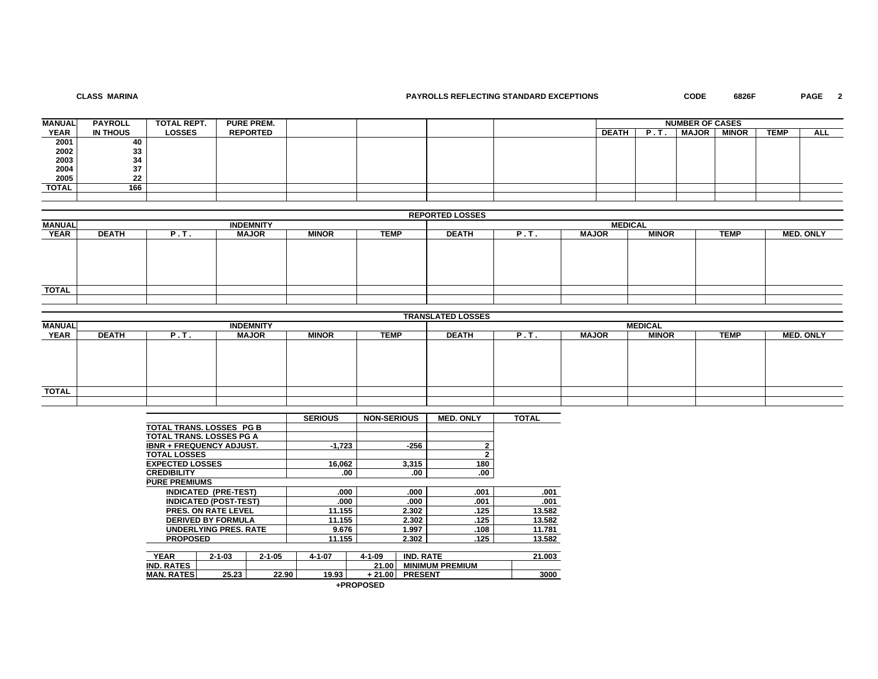**CLASS MARINA** **PAYROLLS REFLECTING STANDARD EXCEPTIONS** **CODE 6826F**

| MANUAL YEAR | PAYROLL IN THOUS | TOTAL REPT. LOSSES | PURE PREM. REPORTED | | | | | NUMBER OF CASES DEATH | P.T. | MAJOR | MINOR | TEMP | ALL |
|---|---|---|---|---|---|---|---|---|---|---|---|---|---|
| 2001 | 40 | | | | | | | | | | | | |
| 2002 | 33 | | | | | | | | | | | | |
| 2003 | 34 | | | | | | | | | | | | |
| 2004 | 37 | | | | | | | | | | | | |
| 2005 | 22 | | | | | | | | | | | | |
| TOTAL | 166 | | | | | | | | | | | | |

**REPORTED LOSSES**

| MANUAL YEAR | INDEMNITY DEATH | P.T. | MAJOR | MINOR | TEMP | MEDICAL DEATH | P.T. | MAJOR | MINOR | TEMP | MED. ONLY |
|---|---|---|---|---|---|---|---|---|---|---|---|
| TOTAL | | | | | | | | | | | |

**TRANSLATED LOSSES**

| MANUAL YEAR | INDEMNITY DEATH | P.T. | MAJOR | MINOR | TEMP | MEDICAL DEATH | P.T. | MAJOR | MINOR | TEMP | MED. ONLY |
|---|---|---|---|---|---|---|---|---|---|---|---|
| TOTAL | | | | | | | | | | | |

| | SERIOUS | NON-SERIOUS | MED. ONLY | TOTAL |
|---|---|---|---|---|
| TOTAL TRANS. LOSSES PG B | | | | |
| TOTAL TRANS. LOSSES PG A | | | | |
| IBNR + FREQUENCY ADJUST. | -1,723 | -256 | 2 | |
| TOTAL LOSSES | | | 2 | |
| EXPECTED LOSSES | 16,062 | 3,315 | 180 | |
| CREDIBILITY | .00 | .00 | .00 | |
| PURE PREMIUMS | | | | |
| INDICATED (PRE-TEST) | .000 | .000 | .001 | .001 |
| INDICATED (POST-TEST) | .000 | .000 | .001 | .001 |
| PRES. ON RATE LEVEL | 11.155 | 2.302 | .125 | 13.582 |
| DERIVED BY FORMULA | 11.155 | 2.302 | .125 | 13.582 |
| UNDERLYING PRES. RATE | 9.676 | 1.997 | .108 | 11.781 |
| PROPOSED | 11.155 | 2.302 | .125 | 13.582 |

| YEAR | 2-1-03 | 2-1-05 | 4-1-07 | 4-1-09 | IND. RATE | 21.003 |
|---|---|---|---|---|---|---|
| IND. RATES | | | | 21.00 | MINIMUM PREMIUM | |
| MAN. RATES | 25.23 | 22.90 | 19.93 | + 21.00 | PRESENT | 3000 |

+PROPOSED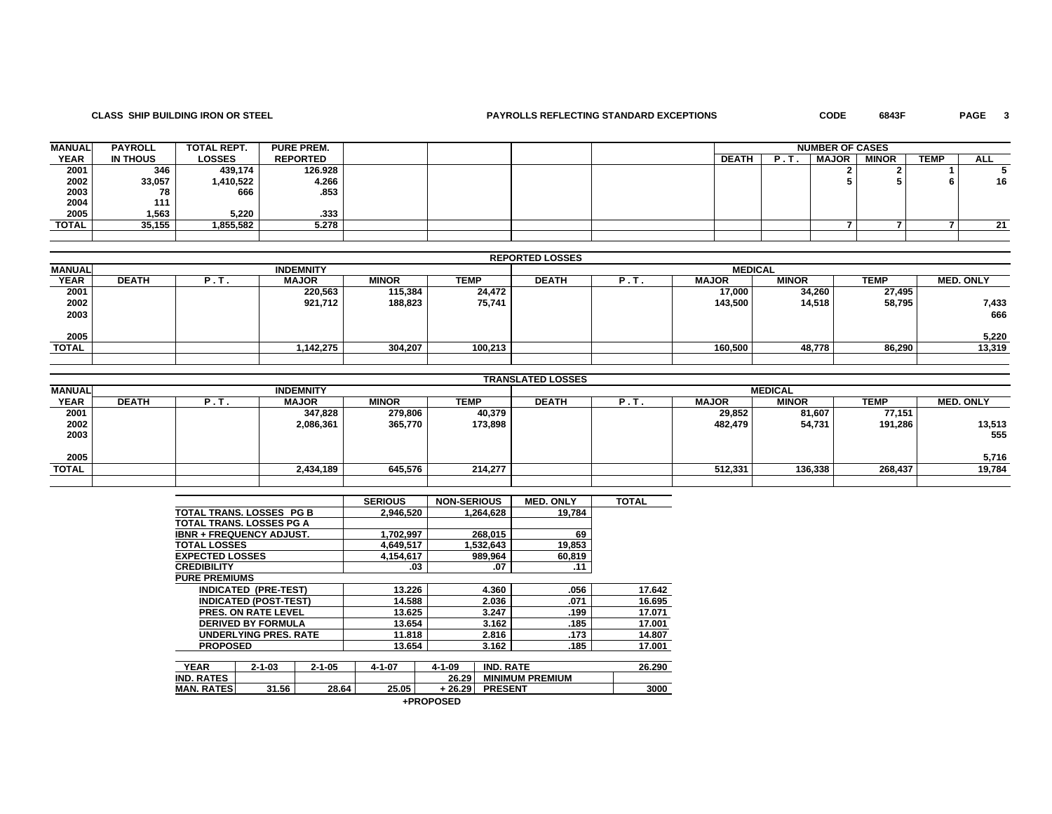**CLASS SHIP BUILDING IRON OR STEEL** **PAYROLLS REFLECTING STANDARD EXCEPTIONS** **CODE 6843F**

| MANUAL YEAR | PAYROLL IN THOUS | TOTAL REPT. LOSSES | PURE PREM. REPORTED | | | | | NUMBER OF CASES DEATH | P.T. | MAJOR | MINOR | TEMP | ALL |
|---|---|---|---|---|---|---|---|---|---|---|---|---|---|
| 2001 | 346 | 439,174 | 126.928 | | | | | | | 2 | 2 | 1 | 5 |
| 2002 | 33,057 | 1,410,522 | 4.266 | | | | | | | 5 | 5 | 6 | 16 |
| 2003 | 78 | 666 | .853 | | | | | | | | | | |
| 2004 | 111 | | | | | | | | | | | | |
| 2005 | 1,563 | 5,220 | .333 | | | | | | | | | | |
| TOTAL | 35,155 | 1,855,582 | 5.278 | | | | | | | 7 | 7 | 7 | 21 |

**REPORTED LOSSES**

| MANUAL YEAR | INDEMNITY DEATH | P.T. | MAJOR | MINOR | TEMP | MEDICAL DEATH | P.T. | MAJOR | MINOR | TEMP | MED. ONLY |
|---|---|---|---|---|---|---|---|---|---|---|---|
| 2001 | | | 220,563 | 115,384 | 24,472 | | | 17,000 | 34,260 | 27,495 | |
| 2002 | | | 921,712 | 188,823 | 75,741 | | | 143,500 | 14,518 | 58,795 | 7,433 |
| 2003 | | | | | | | | | | | 666 |
| 2005 | | | | | | | | | | | 5,220 |
| TOTAL | | | 1,142,275 | 304,207 | 100,213 | | | 160,500 | 48,778 | 86,290 | 13,319 |

**TRANSLATED LOSSES**

| MANUAL YEAR | INDEMNITY DEATH | P.T. | MAJOR | MINOR | TEMP | MEDICAL DEATH | P.T. | MAJOR | MINOR | TEMP | MED. ONLY |
|---|---|---|---|---|---|---|---|---|---|---|---|
| 2001 | | | 347,828 | 279,806 | 40,379 | | | 29,852 | 81,607 | 77,151 | |
| 2002 | | | 2,086,361 | 365,770 | 173,898 | | | 482,479 | 54,731 | 191,286 | 13,513 |
| 2003 | | | | | | | | | | | 555 |
| 2005 | | | | | | | | | | | 5,716 |
| TOTAL | | | 2,434,189 | 645,576 | 214,277 | | | 512,331 | 136,338 | 268,437 | 19,784 |

| | SERIOUS | NON-SERIOUS | MED. ONLY | TOTAL |
|---|---|---|---|---|
| TOTAL TRANS. LOSSES PG B | 2,946,520 | 1,264,628 | 19,784 | |
| TOTAL TRANS. LOSSES PG A | | | | |
| IBNR + FREQUENCY ADJUST. | 1,702,997 | 268,015 | 69 | |
| TOTAL LOSSES | 4,649,517 | 1,532,643 | 19,853 | |
| EXPECTED LOSSES | 4,154,617 | 989,964 | 60,819 | |
| CREDIBILITY | .03 | .07 | .11 | |
| PURE PREMIUMS | | | | |
| INDICATED (PRE-TEST) | 13.226 | 4.360 | .056 | 17.642 |
| INDICATED (POST-TEST) | 14.588 | 2.036 | .071 | 16.695 |
| PRES. ON RATE LEVEL | 13.625 | 3.247 | .199 | 17.071 |
| DERIVED BY FORMULA | 13.654 | 3.162 | .185 | 17.001 |
| UNDERLYING PRES. RATE | 11.818 | 2.816 | .173 | 14.807 |
| PROPOSED | 13.654 | 3.162 | .185 | 17.001 |

| YEAR | 2-1-03 | 2-1-05 | 4-1-07 | 4-1-09 | IND. RATE | 26.290 |
|---|---|---|---|---|---|---|
| IND. RATES | | | | 26.29 | MINIMUM PREMIUM | |
| MAN. RATES | 31.56 | 28.64 | 25.05 | + 26.29 | PRESENT | 3000 |

+PROPOSED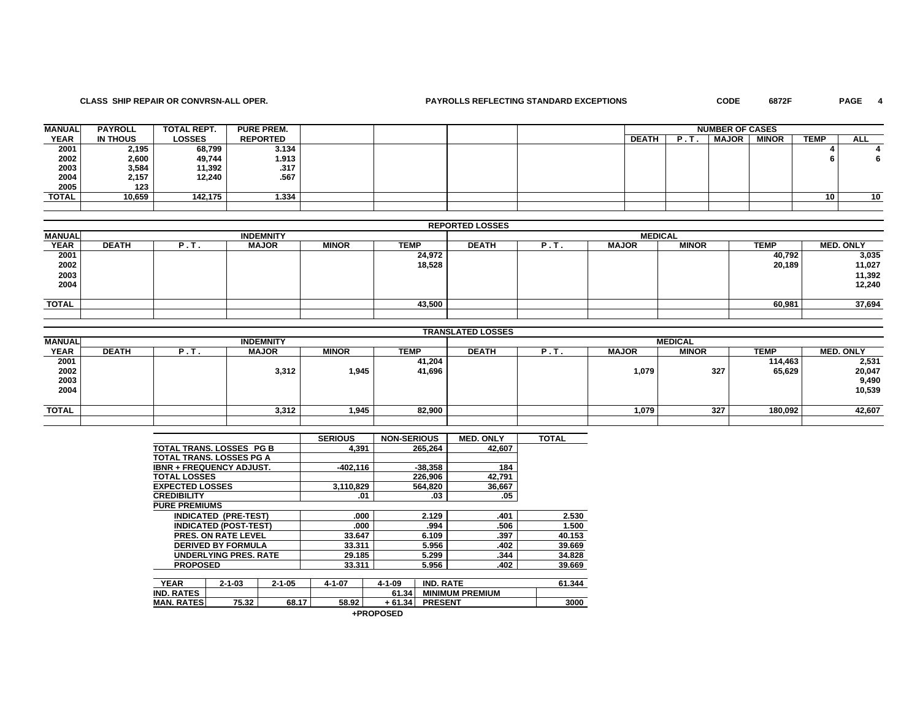**CLASS SHIP REPAIR OR CONVRSN-ALL OPER.** **PAYROLLS REFLECTING STANDARD EXCEPTIONS** **CODE 6872F**

| MANUAL YEAR | PAYROLL IN THOUS | TOTAL REPT. LOSSES | PURE PREM. REPORTED | | | | | NUMBER OF CASES DEATH | P.T. | MAJOR | MINOR | TEMP | ALL |
|---|---|---|---|---|---|---|---|---|---|---|---|---|---|
| 2001 | 2,195 | 68,799 | 3.134 | | | | | | | | | 4 | 4 |
| 2002 | 2,600 | 49,744 | 1.913 | | | | | | | | | 6 | 6 |
| 2003 | 3,584 | 11,392 | .317 | | | | | | | | | | |
| 2004 | 2,157 | 12,240 | .567 | | | | | | | | | | |
| 2005 | 123 | | | | | | | | | | | | |
| TOTAL | 10,659 | 142,175 | 1.334 | | | | | | | | | 10 | 10 |

**REPORTED LOSSES**

| MANUAL YEAR | INDEMNITY DEATH | P.T. | MAJOR | MINOR | TEMP | MEDICAL DEATH | P.T. | MAJOR | MINOR | TEMP | MED. ONLY |
|---|---|---|---|---|---|---|---|---|---|---|---|
| 2001 | | | | | 24,972 | | | | | 40,792 | 3,035 |
| 2002 | | | | | 18,528 | | | | | 20,189 | 11,027 |
| 2003 | | | | | | | | | | | 11,392 |
| 2004 | | | | | | | | | | | 12,240 |
| TOTAL | | | | | 43,500 | | | | | 60,981 | 37,694 |

**TRANSLATED LOSSES**

| MANUAL YEAR | INDEMNITY DEATH | P.T. | MAJOR | MINOR | TEMP | MEDICAL DEATH | P.T. | MAJOR | MINOR | TEMP | MED. ONLY |
|---|---|---|---|---|---|---|---|---|---|---|---|
| 2001 | | | | | 41,204 | | | | | 114,463 | 2,531 |
| 2002 | | | 3,312 | 1,945 | 41,696 | | | 1,079 | 327 | 65,629 | 20,047 |
| 2003 | | | | | | | | | | | 9,490 |
| 2004 | | | | | | | | | | | 10,539 |
| TOTAL | | | 3,312 | 1,945 | 82,900 | | | 1,079 | 327 | 180,092 | 42,607 |

| | SERIOUS | NON-SERIOUS | MED. ONLY | TOTAL |
|---|---|---|---|---|
| TOTAL TRANS. LOSSES PG B | 4,391 | 265,264 | 42,607 | |
| TOTAL TRANS. LOSSES PG A | | | | |
| IBNR + FREQUENCY ADJUST. | -402,116 | -38,358 | 184 | |
| TOTAL LOSSES | | 226,906 | 42,791 | |
| EXPECTED LOSSES | 3,110,829 | 564,820 | 36,667 | |
| CREDIBILITY | .01 | .03 | .05 | |
| PURE PREMIUMS | | | | |
| INDICATED (PRE-TEST) | .000 | 2.129 | .401 | 2.530 |
| INDICATED (POST-TEST) | .000 | .994 | .506 | 1.500 |
| PRES. ON RATE LEVEL | 33.647 | 6.109 | .397 | 40.153 |
| DERIVED BY FORMULA | 33.311 | 5.956 | .402 | 39.669 |
| UNDERLYING PRES. RATE | 29.185 | 5.299 | .344 | 34.828 |
| PROPOSED | 33.311 | 5.956 | .402 | 39.669 |

| YEAR | 2-1-03 | 2-1-05 | 4-1-07 | 4-1-09 | IND. RATE | 61.344 |
|---|---|---|---|---|---|---|
| IND. RATES | | | | 61.34 | MINIMUM PREMIUM | |
| MAN. RATES | 75.32 | 68.17 | 58.92 | + 61.34 | PRESENT | 3000 |

+PROPOSED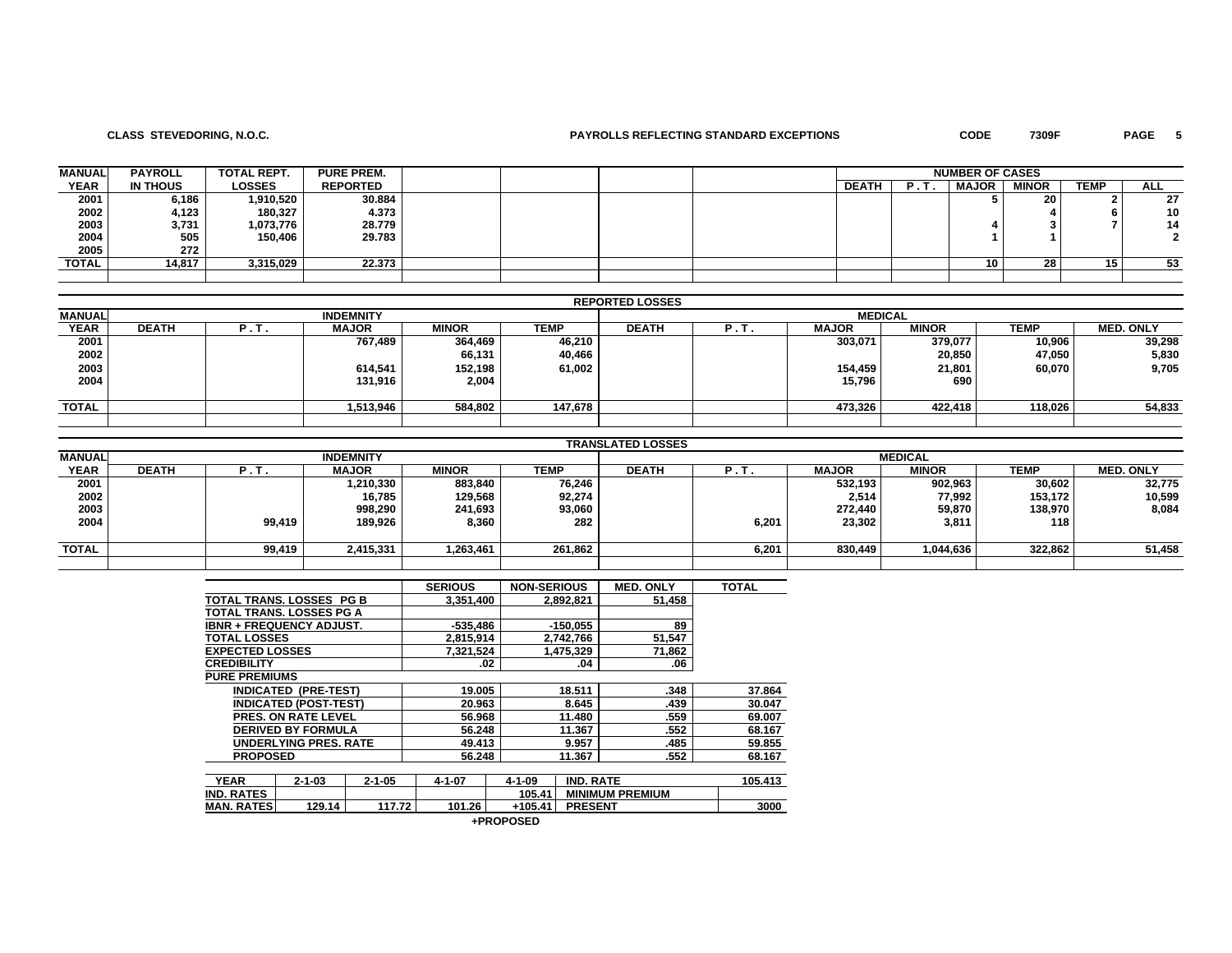CLASS STEVEDORING, N.O.C. — PAYROLLS REFLECTING STANDARD EXCEPTIONS — CODE 7309F

| MANUAL YEAR | PAYROLL IN THOUS | TOTAL REPT. LOSSES | PURE PREM. REPORTED | | | | | NUMBER OF CASES DEATH | P.T. | MAJOR | MINOR | TEMP | ALL |
|---|---|---|---|---|---|---|---|---|---|---|---|---|---|
| 2001 | 6,186 | 1,910,520 | 30.884 | | | | | | | 5 | 20 | 2 | 27 |
| 2002 | 4,123 | 180,327 | 4.373 | | | | | | | | 4 | 6 | 10 |
| 2003 | 3,731 | 1,073,776 | 28.779 | | | | | | | 4 | 3 | 7 | 14 |
| 2004 | 505 | 150,406 | 29.783 | | | | | | | 1 | 1 | | 2 |
| 2005 | 272 | | | | | | | | | | | | |
| TOTAL | 14,817 | 3,315,029 | 22.373 | | | | | | | 10 | 28 | 15 | 53 |

**REPORTED LOSSES**

| MANUAL | INDEMNITY | | | | | MEDICAL | | | | | |
|---|---|---|---|---|---|---|---|---|---|---|---|
| YEAR | DEATH | P.T. | MAJOR | MINOR | TEMP | DEATH | P.T. | MAJOR | MINOR | TEMP | MED. ONLY |
| 2001 | | | 767,489 | 364,469 | 46,210 | | | 303,071 | 379,077 | 10,906 | 39,298 |
| 2002 | | | | 66,131 | 40,466 | | | | 20,850 | 47,050 | 5,830 |
| 2003 | | | 614,541 | 152,198 | 61,002 | | | 154,459 | 21,801 | 60,070 | 9,705 |
| 2004 | | | 131,916 | 2,004 | | | | 15,796 | 690 | | |
| TOTAL | | | 1,513,946 | 584,802 | 147,678 | | | 473,326 | 422,418 | 118,026 | 54,833 |

**TRANSLATED LOSSES**

| MANUAL | INDEMNITY | | | | | MEDICAL | | | | | |
|---|---|---|---|---|---|---|---|---|---|---|---|
| YEAR | DEATH | P.T. | MAJOR | MINOR | TEMP | DEATH | P.T. | MAJOR | MINOR | TEMP | MED. ONLY |
| 2001 | | | 1,210,330 | 883,840 | 76,246 | | | 532,193 | 902,963 | 30,602 | 32,775 |
| 2002 | | | 16,785 | 129,568 | 92,274 | | | 2,514 | 77,992 | 153,172 | 10,599 |
| 2003 | | | 998,290 | 241,693 | 93,060 | | | 272,440 | 59,870 | 138,970 | 8,084 |
| 2004 | | 99,419 | 189,926 | 8,360 | 282 | | 6,201 | 23,302 | 3,811 | 118 | |
| TOTAL | | 99,419 | 2,415,331 | 1,263,461 | 261,862 | | 6,201 | 830,449 | 1,044,636 | 322,862 | 51,458 |

| | SERIOUS | NON-SERIOUS | MED. ONLY | TOTAL |
|---|---|---|---|---|
| TOTAL TRANS. LOSSES PG B | 3,351,400 | 2,892,821 | 51,458 | |
| TOTAL TRANS. LOSSES PG A | | | | |
| IBNR + FREQUENCY ADJUST. | -535,486 | -150,055 | 89 | |
| TOTAL LOSSES | 2,815,914 | 2,742,766 | 51,547 | |
| EXPECTED LOSSES | 7,321,524 | 1,475,329 | 71,862 | |
| CREDIBILITY | .02 | .04 | .06 | |
| PURE PREMIUMS | | | | |
| INDICATED (PRE-TEST) | 19.005 | 18.511 | .348 | 37.864 |
| INDICATED (POST-TEST) | 20.963 | 8.645 | .439 | 30.047 |
| PRES. ON RATE LEVEL | 56.968 | 11.480 | .559 | 69.007 |
| DERIVED BY FORMULA | 56.248 | 11.367 | .552 | 68.167 |
| UNDERLYING PRES. RATE | 49.413 | 9.957 | .485 | 59.855 |
| PROPOSED | 56.248 | 11.367 | .552 | 68.167 |

| YEAR | 2-1-03 | 2-1-05 | 4-1-07 | 4-1-09 | IND. RATE | 105.413 |
|---|---|---|---|---|---|---|
| IND. RATES | | | | 105.41 | MINIMUM PREMIUM | |
| MAN. RATES | 129.14 | 117.72 | 101.26 | +105.41 | PRESENT | 3000 |

+PROPOSED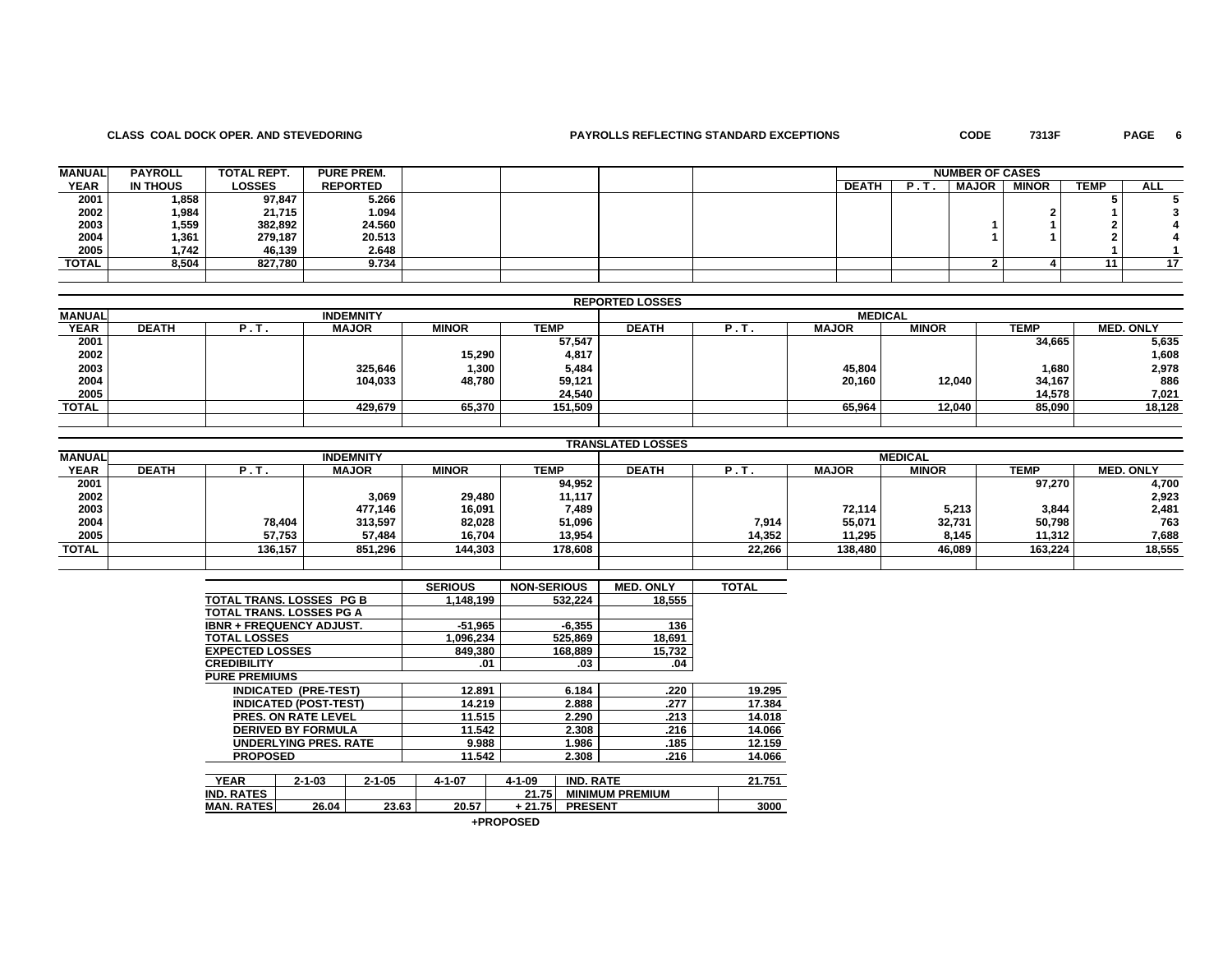CLASS COAL DOCK OPER. AND STEVEDORING

PAYROLLS REFLECTING STANDARD EXCEPTIONS

CODE 7313F

| MANUAL YEAR | PAYROLL IN THOUS | TOTAL REPT. LOSSES | PURE PREM. REPORTED | | | | | NUMBER OF CASES DEATH | P.T. | MAJOR | MINOR | TEMP | ALL |
|---|---|---|---|---|---|---|---|---|---|---|---|---|---|
| 2001 | 1,858 | 97,847 | 5.266 | | | | | | | | | 5 | 5 |
| 2002 | 1,984 | 21,715 | 1.094 | | | | | | | | 2 | 1 | 3 |
| 2003 | 1,559 | 382,892 | 24.560 | | | | | | | 1 | 1 | 2 | 4 |
| 2004 | 1,361 | 279,187 | 20.513 | | | | | | | 1 | 1 | 2 | 4 |
| 2005 | 1,742 | 46,139 | 2.648 | | | | | | | | | 1 | 1 |
| TOTAL | 8,504 | 827,780 | 9.734 | | | | | | | 2 | 4 | 11 | 17 |

REPORTED LOSSES

| MANUAL YEAR | INDEMNITY DEATH | P.T. | MAJOR | MINOR | TEMP | MEDICAL DEATH | P.T. | MAJOR | MINOR | TEMP | MED. ONLY |
|---|---|---|---|---|---|---|---|---|---|---|---|
| 2001 | | | | | 57,547 | | | | | 34,665 | 5,635 |
| 2002 | | | | 15,290 | 4,817 | | | | | | 1,608 |
| 2003 | | | 325,646 | 1,300 | 5,484 | | | 45,804 | | 1,680 | 2,978 |
| 2004 | | | 104,033 | 48,780 | 59,121 | | | 20,160 | 12,040 | 34,167 | 886 |
| 2005 | | | | | 24,540 | | | | | 14,578 | 7,021 |
| TOTAL | | | 429,679 | 65,370 | 151,509 | | | 65,964 | 12,040 | 85,090 | 18,128 |

TRANSLATED LOSSES

| MANUAL YEAR | INDEMNITY DEATH | P.T. | MAJOR | MINOR | TEMP | MEDICAL DEATH | P.T. | MAJOR | MINOR | TEMP | MED. ONLY |
|---|---|---|---|---|---|---|---|---|---|---|---|
| 2001 | | | | | 94,952 | | | | | 97,270 | 4,700 |
| 2002 | | | 3,069 | 29,480 | 11,117 | | | | | | 2,923 |
| 2003 | | | 477,146 | 16,091 | 7,489 | | | 72,114 | 5,213 | 3,844 | 2,481 |
| 2004 | | 78,404 | 313,597 | 82,028 | 51,096 | | 7,914 | 55,071 | 32,731 | 50,798 | 763 |
| 2005 | | 57,753 | 57,484 | 16,704 | 13,954 | | 14,352 | 11,295 | 8,145 | 11,312 | 7,688 |
| TOTAL | | 136,157 | 851,296 | 144,303 | 178,608 | | 22,266 | 138,480 | 46,089 | 163,224 | 18,555 |

| | SERIOUS | NON-SERIOUS | MED. ONLY | TOTAL |
|---|---|---|---|---|
| TOTAL TRANS. LOSSES PG B | 1,148,199 | 532,224 | 18,555 | |
| TOTAL TRANS. LOSSES PG A | | | | |
| IBNR + FREQUENCY ADJUST. | -51,965 | -6,355 | 136 | |
| TOTAL LOSSES | 1,096,234 | 525,869 | 18,691 | |
| EXPECTED LOSSES | 849,380 | 168,889 | 15,732 | |
| CREDIBILITY | .01 | .03 | .04 | |
| PURE PREMIUMS | | | | |
| INDICATED (PRE-TEST) | 12.891 | 6.184 | .220 | 19.295 |
| INDICATED (POST-TEST) | 14.219 | 2.888 | .277 | 17.384 |
| PRES. ON RATE LEVEL | 11.515 | 2.290 | .213 | 14.018 |
| DERIVED BY FORMULA | 11.542 | 2.308 | .216 | 14.066 |
| UNDERLYING PRES. RATE | 9.988 | 1.986 | .185 | 12.159 |
| PROPOSED | 11.542 | 2.308 | .216 | 14.066 |

| YEAR | 2-1-03 | 2-1-05 | 4-1-07 | 4-1-09 | IND. RATE | 21.751 |
|---|---|---|---|---|---|---|
| IND. RATES | | | | 21.75 | MINIMUM PREMIUM | |
| MAN. RATES | 26.04 | 23.63 | 20.57 | + 21.75 | PRESENT | 3000 |

+PROPOSED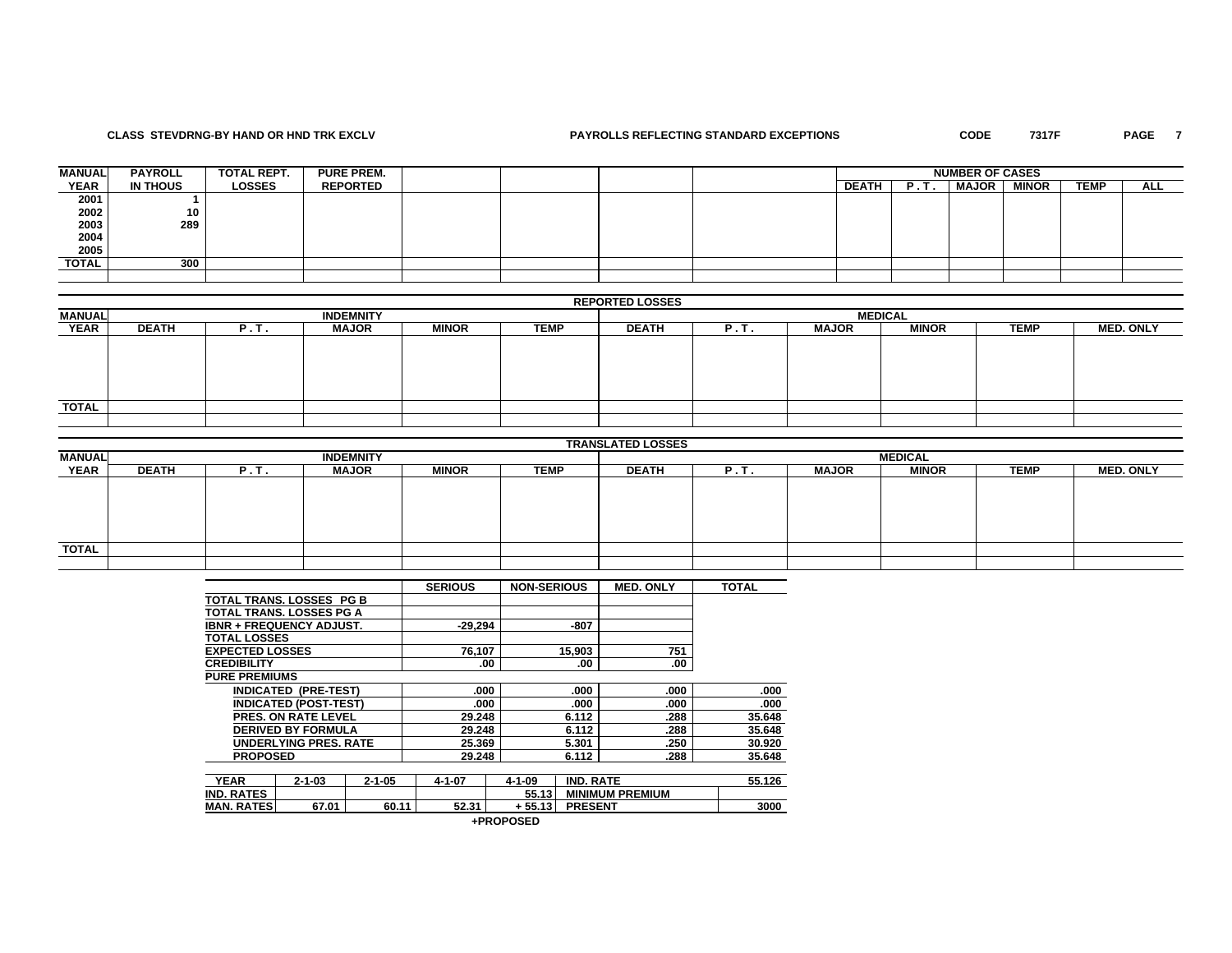**CLASS STEVDRNG-BY HAND OR HND TRK EXCLV** | **PAYROLLS REFLECTING STANDARD EXCEPTIONS** | **CODE 7317F**

| MANUAL YEAR | PAYROLL IN THOUS | TOTAL REPT. LOSSES | PURE PREM. REPORTED | | | | | NUMBER OF CASES DEATH | P.T. | MAJOR | MINOR | TEMP | ALL |
|---|---|---|---|---|---|---|---|---|---|---|---|---|---|
| 2001 | 1 | | | | | | | | | | | | |
| 2002 | 10 | | | | | | | | | | | | |
| 2003 | 289 | | | | | | | | | | | | |
| 2004 | | | | | | | | | | | | | |
| 2005 | | | | | | | | | | | | | |
| TOTAL | 300 | | | | | | | | | | | | |

**REPORTED LOSSES**

| MANUAL YEAR | INDEMNITY DEATH | P.T. | MAJOR | MINOR | TEMP | MEDICAL DEATH | P.T. | MAJOR | MINOR | TEMP | MED. ONLY |
|---|---|---|---|---|---|---|---|---|---|---|---|
| | | | | | | | | | | | |
| TOTAL | | | | | | | | | | | |

**TRANSLATED LOSSES**

| MANUAL YEAR | INDEMNITY DEATH | P.T. | MAJOR | MINOR | TEMP | MEDICAL DEATH | P.T. | MAJOR | MINOR | TEMP | MED. ONLY |
|---|---|---|---|---|---|---|---|---|---|---|---|
| | | | | | | | | | | | |
| TOTAL | | | | | | | | | | | |

| | SERIOUS | NON-SERIOUS | MED. ONLY | TOTAL |
|---|---|---|---|---|
| TOTAL TRANS. LOSSES PG B | | | | |
| TOTAL TRANS. LOSSES PG A | | | | |
| IBNR + FREQUENCY ADJUST. | -29,294 | -807 | | |
| TOTAL LOSSES | | | | |
| EXPECTED LOSSES | 76,107 | 15,903 | 751 | |
| CREDIBILITY | .00 | .00 | .00 | |
| PURE PREMIUMS | | | | |
| INDICATED (PRE-TEST) | .000 | .000 | .000 | .000 |
| INDICATED (POST-TEST) | .000 | .000 | .000 | .000 |
| PRES. ON RATE LEVEL | 29.248 | 6.112 | .288 | 35.648 |
| DERIVED BY FORMULA | 29.248 | 6.112 | .288 | 35.648 |
| UNDERLYING PRES. RATE | 25.369 | 5.301 | .250 | 30.920 |
| PROPOSED | 29.248 | 6.112 | .288 | 35.648 |

| YEAR | 2-1-03 | 2-1-05 | 4-1-07 | 4-1-09 | IND. RATE | 55.126 |
|---|---|---|---|---|---|---|
| IND. RATES | | | | 55.13 | MINIMUM PREMIUM | |
| MAN. RATES | 67.01 | 60.11 | 52.31 | + 55.13 | PRESENT | 3000 |

+PROPOSED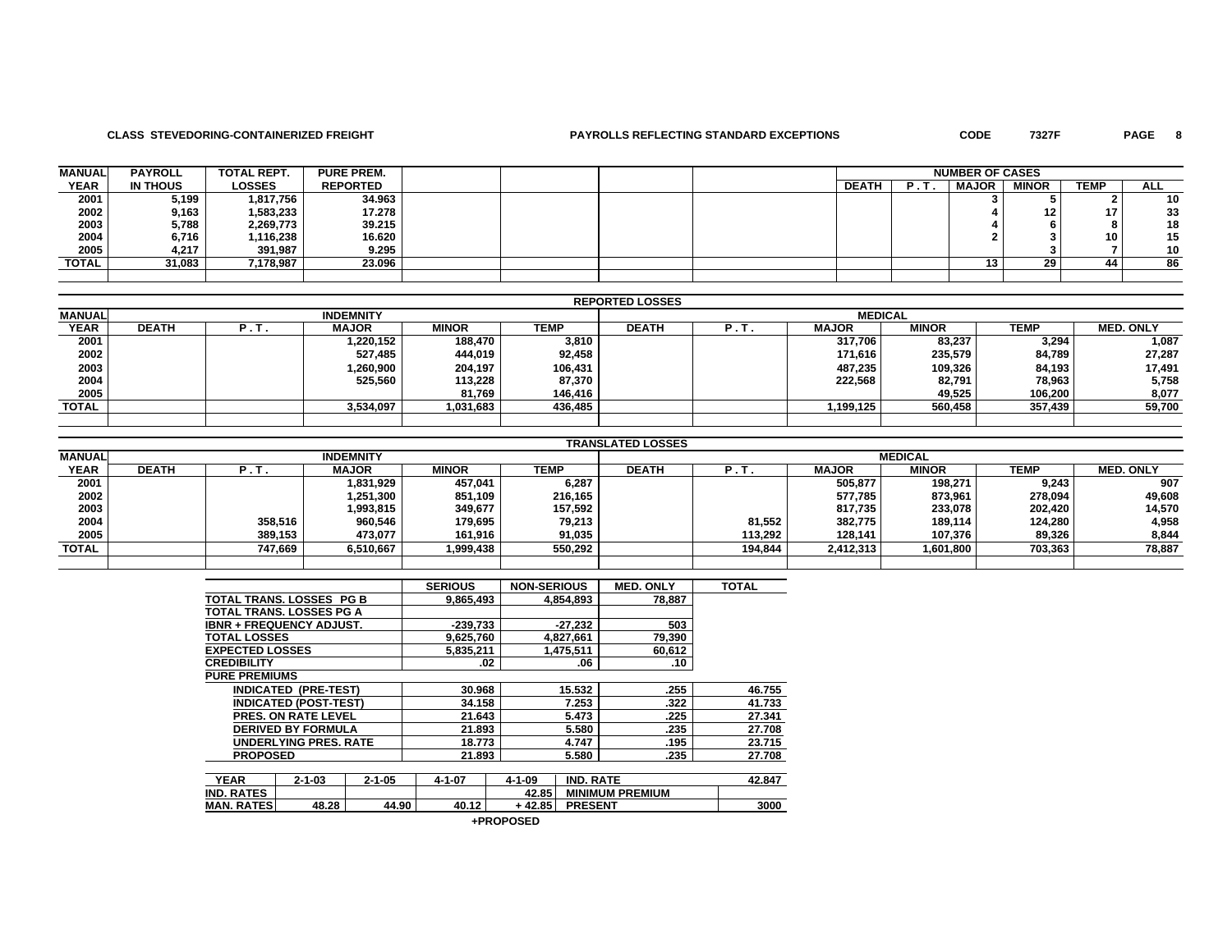**CLASS STEVEDORING-CONTAINERIZED FREIGHT** **PAYROLLS REFLECTING STANDARD EXCEPTIONS** **CODE 7327F**

| MANUAL YEAR | PAYROLL IN THOUS | TOTAL REPT. LOSSES | PURE PREM. REPORTED | | | | | DEATH | P.T. | MAJOR | MINOR | TEMP | ALL |
|---|---|---|---|---|---|---|---|---|---|---|---|---|---|
| | | | | | | | | NUMBER OF CASES | | | | | |
| 2001 | 5,199 | 1,817,756 | 34.963 | | | | | | | 3 | 5 | 2 | 10 |
| 2002 | 9,163 | 1,583,233 | 17.278 | | | | | | | 4 | 12 | 17 | 33 |
| 2003 | 5,788 | 2,269,773 | 39.215 | | | | | | | 4 | 6 | 8 | 18 |
| 2004 | 6,716 | 1,116,238 | 16.620 | | | | | | | 2 | 3 | 10 | 15 |
| 2005 | 4,217 | 391,987 | 9.295 | | | | | | | | 3 | 7 | 10 |
| TOTAL | 31,083 | 7,178,987 | 23.096 | | | | | | | 13 | 29 | 44 | 86 |

**REPORTED LOSSES**

| MANUAL | INDEMNITY | | | | | MEDICAL | | | | | |
|---|---|---|---|---|---|---|---|---|---|---|---|
| YEAR | DEATH | P.T. | MAJOR | MINOR | TEMP | DEATH | P.T. | MAJOR | MINOR | TEMP | MED. ONLY |
| 2001 | | | 1,220,152 | 188,470 | 3,810 | | | 317,706 | 83,237 | 3,294 | 1,087 |
| 2002 | | | 527,485 | 444,019 | 92,458 | | | 171,616 | 235,579 | 84,789 | 27,287 |
| 2003 | | | 1,260,900 | 204,197 | 106,431 | | | 487,235 | 109,326 | 84,193 | 17,491 |
| 2004 | | | 525,560 | 113,228 | 87,370 | | | 222,568 | 82,791 | 78,963 | 5,758 |
| 2005 | | | | 81,769 | 146,416 | | | | 49,525 | 106,200 | 8,077 |
| TOTAL | | | 3,534,097 | 1,031,683 | 436,485 | | | 1,199,125 | 560,458 | 357,439 | 59,700 |

**TRANSLATED LOSSES**

| MANUAL | INDEMNITY | | | | | MEDICAL | | | | | |
|---|---|---|---|---|---|---|---|---|---|---|---|
| YEAR | DEATH | P.T. | MAJOR | MINOR | TEMP | DEATH | P.T. | MAJOR | MINOR | TEMP | MED. ONLY |
| 2001 | | | 1,831,929 | 457,041 | 6,287 | | | 505,877 | 198,271 | 9,243 | 907 |
| 2002 | | | 1,251,300 | 851,109 | 216,165 | | | 577,785 | 873,961 | 278,094 | 49,608 |
| 2003 | | | 1,993,815 | 349,677 | 157,592 | | | 817,735 | 233,078 | 202,420 | 14,570 |
| 2004 | | 358,516 | 960,546 | 179,695 | 79,213 | | 81,552 | 382,775 | 189,114 | 124,280 | 4,958 |
| 2005 | | 389,153 | 473,077 | 161,916 | 91,035 | | 113,292 | 128,141 | 107,376 | 89,326 | 8,844 |
| TOTAL | | 747,669 | 6,510,667 | 1,999,438 | 550,292 | | 194,844 | 2,412,313 | 1,601,800 | 703,363 | 78,887 |

| | SERIOUS | NON-SERIOUS | MED. ONLY | TOTAL |
|---|---|---|---|---|
| TOTAL TRANS. LOSSES PG B | 9,865,493 | 4,854,893 | 78,887 | |
| TOTAL TRANS. LOSSES PG A | | | | |
| IBNR + FREQUENCY ADJUST. | -239,733 | -27,232 | 503 | |
| TOTAL LOSSES | 9,625,760 | 4,827,661 | 79,390 | |
| EXPECTED LOSSES | 5,835,211 | 1,475,511 | 60,612 | |
| CREDIBILITY | .02 | .06 | .10 | |
| PURE PREMIUMS | | | | |
| INDICATED (PRE-TEST) | 30.968 | 15.532 | .255 | 46.755 |
| INDICATED (POST-TEST) | 34.158 | 7.253 | .322 | 41.733 |
| PRES. ON RATE LEVEL | 21.643 | 5.473 | .225 | 27.341 |
| DERIVED BY FORMULA | 21.893 | 5.580 | .235 | 27.708 |
| UNDERLYING PRES. RATE | 18.773 | 4.747 | .195 | 23.715 |
| PROPOSED | 21.893 | 5.580 | .235 | 27.708 |

| YEAR | 2-1-03 | 2-1-05 | 4-1-07 | 4-1-09 | IND. RATE | 42.847 |
|---|---|---|---|---|---|---|
| IND. RATES | | | | 42.85 | MINIMUM PREMIUM | |
| MAN. RATES | 48.28 | 44.90 | 40.12 | + 42.85 | PRESENT | 3000 |

+PROPOSED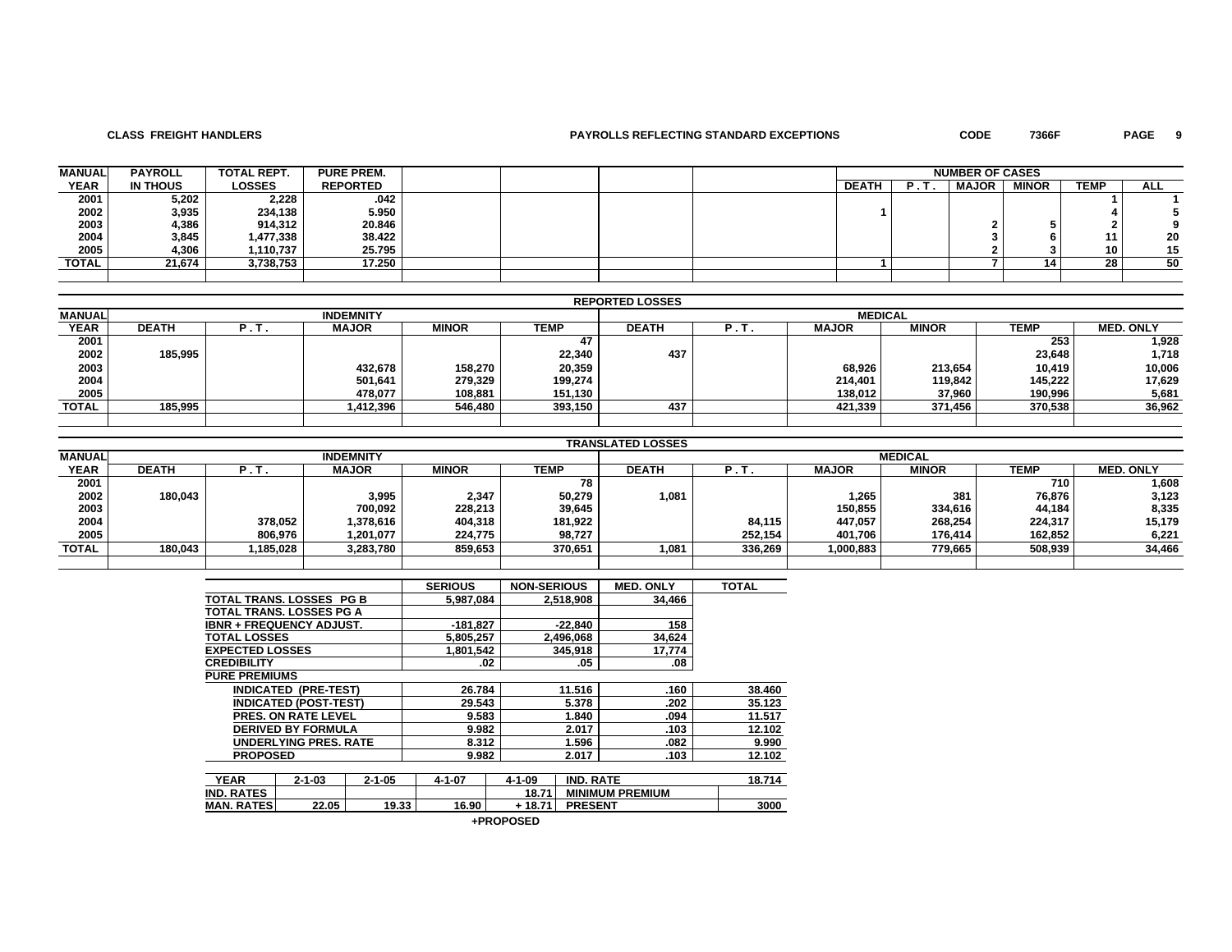**CLASS FREIGHT HANDLERS** | **PAYROLLS REFLECTING STANDARD EXCEPTIONS** | **CODE 7366F**

| MANUAL YEAR | PAYROLL IN THOUS | TOTAL REPT. LOSSES | PURE PREM. REPORTED | | | | | NUMBER OF CASES DEATH | P.T. | MAJOR | MINOR | TEMP | ALL |
|---|---|---|---|---|---|---|---|---|---|---|---|---|---|
| 2001 | 5,202 | 2,228 | .042 | | | | | | | | | 1 | 1 |
| 2002 | 3,935 | 234,138 | 5.950 | | | | | 1 | | | | 4 | 5 |
| 2003 | 4,386 | 914,312 | 20.846 | | | | | | | 2 | 5 | 2 | 9 |
| 2004 | 3,845 | 1,477,338 | 38.422 | | | | | | | 3 | 6 | 11 | 20 |
| 2005 | 4,306 | 1,110,737 | 25.795 | | | | | | | 2 | 3 | 10 | 15 |
| TOTAL | 21,674 | 3,738,753 | 17.250 | | | | | 1 | | 7 | 14 | 28 | 50 |

**REPORTED LOSSES**

| MANUAL | INDEMNITY | | | | | MEDICAL | | | | | |
|---|---|---|---|---|---|---|---|---|---|---|---|
| YEAR | DEATH | P.T. | MAJOR | MINOR | TEMP | DEATH | P.T. | MAJOR | MINOR | TEMP | MED. ONLY |
| 2001 | | | | | 47 | | | | | 253 | 1,928 |
| 2002 | 185,995 | | | | 22,340 | 437 | | | | 23,648 | 1,718 |
| 2003 | | | 432,678 | 158,270 | 20,359 | | | 68,926 | 213,654 | 10,419 | 10,006 |
| 2004 | | | 501,641 | 279,329 | 199,274 | | | 214,401 | 119,842 | 145,222 | 17,629 |
| 2005 | | | 478,077 | 108,881 | 151,130 | | | 138,012 | 37,960 | 190,996 | 5,681 |
| TOTAL | 185,995 | | 1,412,396 | 546,480 | 393,150 | 437 | | 421,339 | 371,456 | 370,538 | 36,962 |

**TRANSLATED LOSSES**

| MANUAL | INDEMNITY | | | | | MEDICAL | | | | | |
|---|---|---|---|---|---|---|---|---|---|---|---|
| YEAR | DEATH | P.T. | MAJOR | MINOR | TEMP | DEATH | P.T. | MAJOR | MINOR | TEMP | MED. ONLY |
| 2001 | | | | | 78 | | | | | 710 | 1,608 |
| 2002 | 180,043 | | 3,995 | 2,347 | 50,279 | 1,081 | | 1,265 | 381 | 76,876 | 3,123 |
| 2003 | | | 700,092 | 228,213 | 39,645 | | | 150,855 | 334,616 | 44,184 | 8,335 |
| 2004 | | 378,052 | 1,378,616 | 404,318 | 181,922 | | 84,115 | 447,057 | 268,254 | 224,317 | 15,179 |
| 2005 | | 806,976 | 1,201,077 | 224,775 | 98,727 | | 252,154 | 401,706 | 176,414 | 162,852 | 6,221 |
| TOTAL | 180,043 | 1,185,028 | 3,283,780 | 859,653 | 370,651 | 1,081 | 336,269 | 1,000,883 | 779,665 | 508,939 | 34,466 |

| | SERIOUS | NON-SERIOUS | MED. ONLY | TOTAL |
|---|---|---|---|---|
| TOTAL TRANS. LOSSES PG B | 5,987,084 | 2,518,908 | 34,466 | |
| TOTAL TRANS. LOSSES PG A | | | | |
| IBNR + FREQUENCY ADJUST. | -181,827 | -22,840 | 158 | |
| TOTAL LOSSES | 5,805,257 | 2,496,068 | 34,624 | |
| EXPECTED LOSSES | 1,801,542 | 345,918 | 17,774 | |
| CREDIBILITY | .02 | .05 | .08 | |
| PURE PREMIUMS | | | | |
| INDICATED (PRE-TEST) | 26.784 | 11.516 | .160 | 38.460 |
| INDICATED (POST-TEST) | 29.543 | 5.378 | .202 | 35.123 |
| PRES. ON RATE LEVEL | 9.583 | 1.840 | .094 | 11.517 |
| DERIVED BY FORMULA | 9.982 | 2.017 | .103 | 12.102 |
| UNDERLYING PRES. RATE | 8.312 | 1.596 | .082 | 9.990 |
| PROPOSED | 9.982 | 2.017 | .103 | 12.102 |

| YEAR | 2-1-03 | 2-1-05 | 4-1-07 | 4-1-09 | IND. RATE | 18.714 |
|---|---|---|---|---|---|---|
| IND. RATES | | | | 18.71 | MINIMUM PREMIUM | |
| MAN. RATES | 22.05 | 19.33 | 16.90 | + 18.71 | PRESENT | 3000 |

+PROPOSED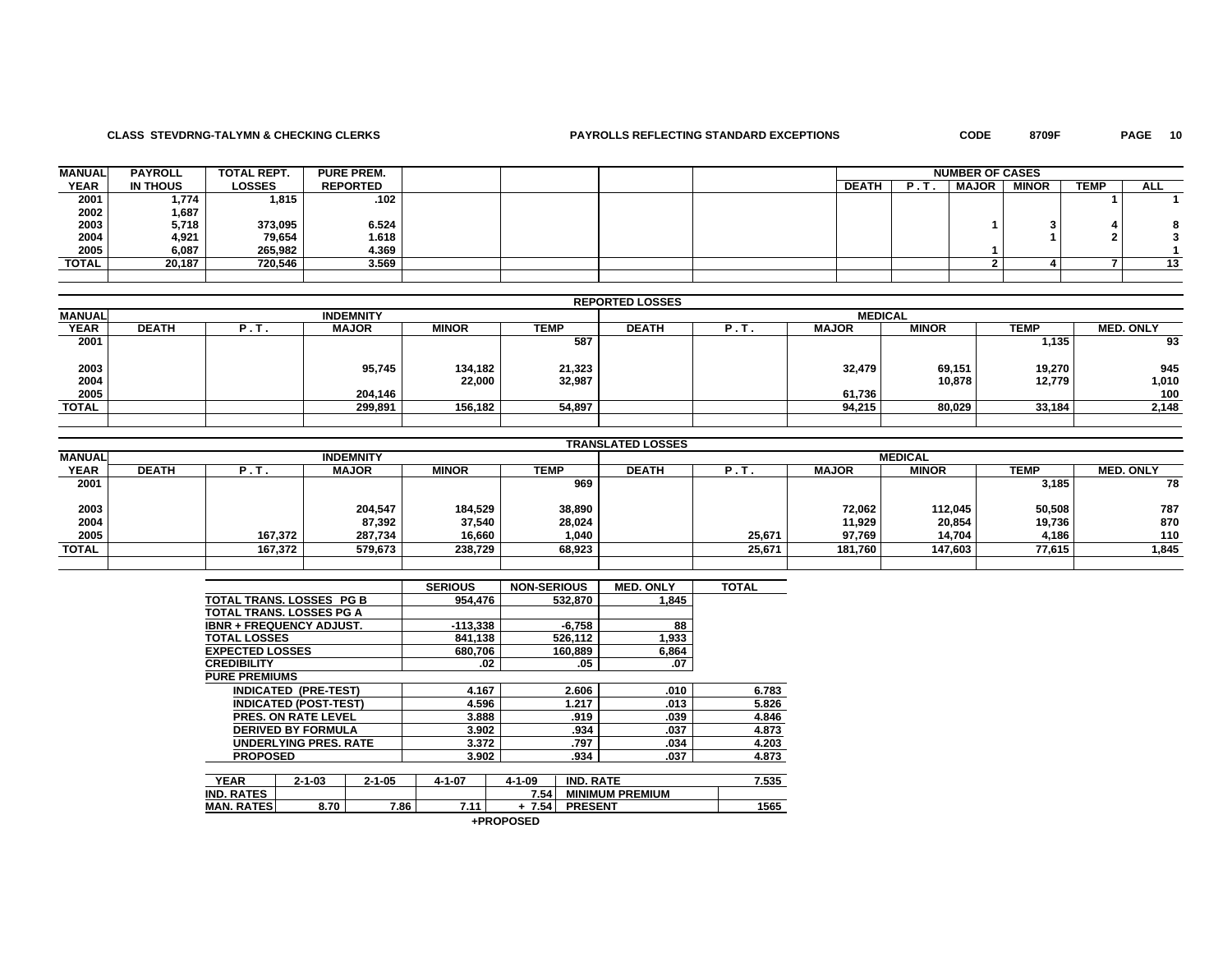**CLASS STEVDRNG-TALYMN & CHECKING CLERKS** **PAYROLLS REFLECTING STANDARD EXCEPTIONS** **CODE 8709F**

| MANUAL YEAR | PAYROLL IN THOUS | TOTAL REPT. LOSSES | PURE PREM. REPORTED | | | | | NUMBER OF CASES DEATH | P.T. | MAJOR | MINOR | TEMP | ALL |
|---|---|---|---|---|---|---|---|---|---|---|---|---|---|
| 2001 | 1,774 | 1,815 | .102 | | | | | | | | | 1 | 1 |
| 2002 | 1,687 | | | | | | | | | | | | |
| 2003 | 5,718 | 373,095 | 6.524 | | | | | | | 1 | 3 | 4 | 8 |
| 2004 | 4,921 | 79,654 | 1.618 | | | | | | | | 1 | 2 | 3 |
| 2005 | 6,087 | 265,982 | 4.369 | | | | | | | 1 | | | 1 |
| TOTAL | 20,187 | 720,546 | 3.569 | | | | | | | 2 | 4 | 7 | 13 |

**REPORTED LOSSES**

| MANUAL YEAR | INDEMNITY DEATH | P.T. | MAJOR | MINOR | TEMP | MEDICAL DEATH | P.T. | MAJOR | MINOR | TEMP | MED. ONLY |
|---|---|---|---|---|---|---|---|---|---|---|---|
| 2001 | | | | | 587 | | | | | 1,135 | 93 |
| 2003 | | | 95,745 | 134,182 | 21,323 | | | 32,479 | 69,151 | 19,270 | 945 |
| 2004 | | | | 22,000 | 32,987 | | | | 10,878 | 12,779 | 1,010 |
| 2005 | | | 204,146 | | | | | 61,736 | | | 100 |
| TOTAL | | | 299,891 | 156,182 | 54,897 | | | 94,215 | 80,029 | 33,184 | 2,148 |

**TRANSLATED LOSSES**

| MANUAL YEAR | INDEMNITY DEATH | P.T. | MAJOR | MINOR | TEMP | MEDICAL DEATH | P.T. | MAJOR | MINOR | TEMP | MED. ONLY |
|---|---|---|---|---|---|---|---|---|---|---|---|
| 2001 | | | | | 969 | | | | | 3,185 | 78 |
| 2003 | | | 204,547 | 184,529 | 38,890 | | | 72,062 | 112,045 | 50,508 | 787 |
| 2004 | | | 87,392 | 37,540 | 28,024 | | | 11,929 | 20,854 | 19,736 | 870 |
| 2005 | | 167,372 | 287,734 | 16,660 | 1,040 | | 25,671 | 97,769 | 14,704 | 4,186 | 110 |
| TOTAL | | 167,372 | 579,673 | 238,729 | 68,923 | | 25,671 | 181,760 | 147,603 | 77,615 | 1,845 |

| | SERIOUS | NON-SERIOUS | MED. ONLY | TOTAL |
|---|---|---|---|---|
| TOTAL TRANS. LOSSES PG B | 954,476 | 532,870 | 1,845 | |
| TOTAL TRANS. LOSSES PG A | | | | |
| IBNR + FREQUENCY ADJUST. | -113,338 | -6,758 | 88 | |
| TOTAL LOSSES | 841,138 | 526,112 | 1,933 | |
| EXPECTED LOSSES | 680,706 | 160,889 | 6,864 | |
| CREDIBILITY | .02 | .05 | .07 | |
| PURE PREMIUMS | | | | |
| INDICATED (PRE-TEST) | 4.167 | 2.606 | .010 | 6.783 |
| INDICATED (POST-TEST) | 4.596 | 1.217 | .013 | 5.826 |
| PRES. ON RATE LEVEL | 3.888 | .919 | .039 | 4.846 |
| DERIVED BY FORMULA | 3.902 | .934 | .037 | 4.873 |
| UNDERLYING PRES. RATE | 3.372 | .797 | .034 | 4.203 |
| PROPOSED | 3.902 | .934 | .037 | 4.873 |

| YEAR | 2-1-03 | 2-1-05 | 4-1-07 | 4-1-09 | IND. RATE | 7.535 |
|---|---|---|---|---|---|---|
| IND. RATES | | | | 7.54 | MINIMUM PREMIUM | |
| MAN. RATES | 8.70 | 7.86 | 7.11 | + 7.54 | PRESENT | 1565 |

+PROPOSED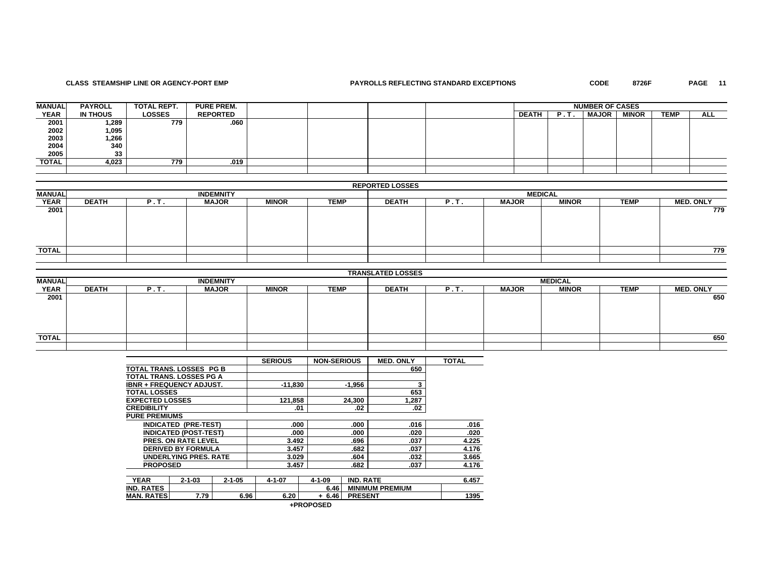**CLASS STEAMSHIP LINE OR AGENCY-PORT EMP** **PAYROLLS REFLECTING STANDARD EXCEPTIONS** **CODE 8726F**

| MANUAL YEAR | PAYROLL IN THOUS | TOTAL REPT. LOSSES | PURE PREM. REPORTED | | | | | NUMBER OF CASES DEATH | P.T. | MAJOR | MINOR | TEMP | ALL |
|---|---|---|---|---|---|---|---|---|---|---|---|---|---|
| 2001 | 1,289 | 779 | .060 | | | | | | | | | | |
| 2002 | 1,095 | | | | | | | | | | | | |
| 2003 | 1,266 | | | | | | | | | | | | |
| 2004 | 340 | | | | | | | | | | | | |
| 2005 | 33 | | | | | | | | | | | | |
| TOTAL | 4,023 | 779 | .019 | | | | | | | | | | |

**REPORTED LOSSES**

| MANUAL | INDEMNITY | | | | | MEDICAL | | | | | |
|---|---|---|---|---|---|---|---|---|---|---|---|
| YEAR | DEATH | P.T. | MAJOR | MINOR | TEMP | DEATH | P.T. | MAJOR | MINOR | TEMP | MED. ONLY |
| 2001 | | | | | | | | | | | 779 |
| TOTAL | | | | | | | | | | | 779 |

**TRANSLATED LOSSES**

| MANUAL | INDEMNITY | | | | | MEDICAL | | | | | |
|---|---|---|---|---|---|---|---|---|---|---|---|
| YEAR | DEATH | P.T. | MAJOR | MINOR | TEMP | DEATH | P.T. | MAJOR | MINOR | TEMP | MED. ONLY |
| 2001 | | | | | | | | | | | 650 |
| TOTAL | | | | | | | | | | | 650 |

| | SERIOUS | NON-SERIOUS | MED. ONLY | TOTAL |
|---|---|---|---|---|
| TOTAL TRANS. LOSSES PG B | | | 650 | |
| TOTAL TRANS. LOSSES PG A | | | | |
| IBNR + FREQUENCY ADJUST. | -11,830 | -1,956 | 3 | |
| TOTAL LOSSES | | | 653 | |
| EXPECTED LOSSES | 121,858 | 24,300 | 1,287 | |
| CREDIBILITY | .01 | .02 | .02 | |
| PURE PREMIUMS | | | | |
| INDICATED (PRE-TEST) | .000 | .000 | .016 | .016 |
| INDICATED (POST-TEST) | .000 | .000 | .020 | .020 |
| PRES. ON RATE LEVEL | 3.492 | .696 | .037 | 4.225 |
| DERIVED BY FORMULA | 3.457 | .682 | .037 | 4.176 |
| UNDERLYING PRES. RATE | 3.029 | .604 | .032 | 3.665 |
| PROPOSED | 3.457 | .682 | .037 | 4.176 |

| YEAR | 2-1-03 | 2-1-05 | 4-1-07 | 4-1-09 | IND. RATE | 6.457 |
|---|---|---|---|---|---|---|
| IND. RATES | | | | 6.46 | MINIMUM PREMIUM | |
| MAN. RATES | 7.79 | 6.96 | 6.20 | + 6.46 | PRESENT | 1395 |

+PROPOSED